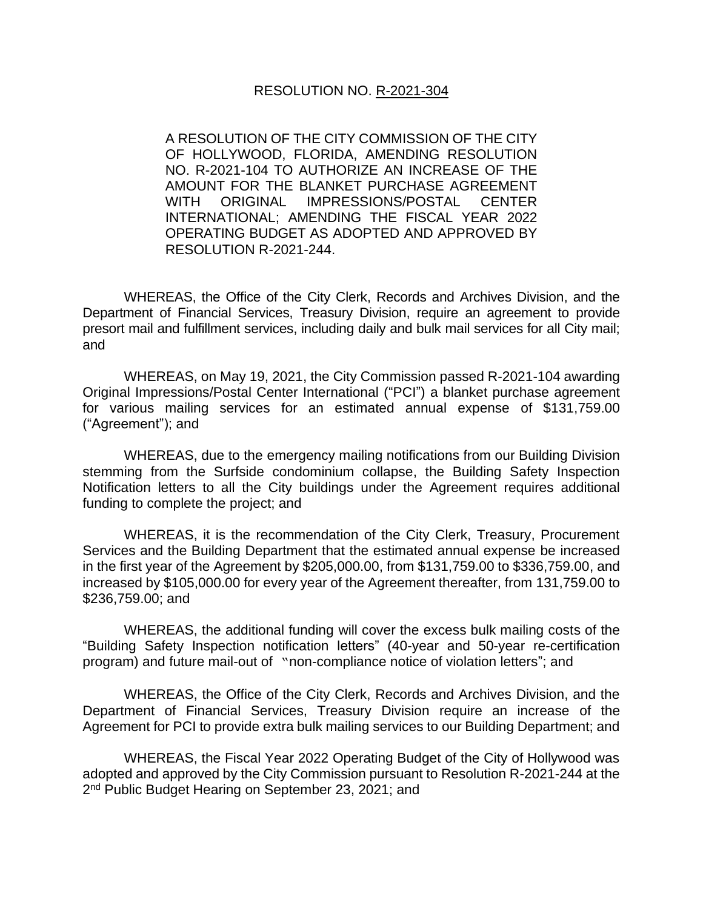RESOLUTION NO. R-2021-304

A RESOLUTION OF THE CITY COMMISSION OF THE CITY OF HOLLYWOOD, FLORIDA, AMENDING RESOLUTION NO. R-2021-104 TO AUTHORIZE AN INCREASE OF THE AMOUNT FOR THE BLANKET PURCHASE AGREEMENT WITH ORIGINAL IMPRESSIONS/POSTAL CENTER INTERNATIONAL; AMENDING THE FISCAL YEAR 2022 OPERATING BUDGET AS ADOPTED AND APPROVED BY RESOLUTION R-2021-244.

WHEREAS, the Office of the City Clerk, Records and Archives Division, and the Department of Financial Services, Treasury Division, require an agreement to provide presort mail and fulfillment services, including daily and bulk mail services for all City mail; and

WHEREAS, on May 19, 2021, the City Commission passed R-2021-104 awarding Original Impressions/Postal Center International ("PCI") a blanket purchase agreement for various mailing services for an estimated annual expense of $131,759.00 ("Agreement"); and

WHEREAS, due to the emergency mailing notifications from our Building Division stemming from the Surfside condominium collapse, the Building Safety Inspection Notification letters to all the City buildings under the Agreement requires additional funding to complete the project; and

WHEREAS, it is the recommendation of the City Clerk, Treasury, Procurement Services and the Building Department that the estimated annual expense be increased in the first year of the Agreement by $205,000.00, from $131,759.00 to $336,759.00, and increased by $105,000.00 for every year of the Agreement thereafter, from 131,759.00 to $236,759.00; and

WHEREAS, the additional funding will cover the excess bulk mailing costs of the "Building Safety Inspection notification letters" (40-year and 50-year re-certification program) and future mail-out of "non-compliance notice of violation letters"; and

WHEREAS, the Office of the City Clerk, Records and Archives Division, and the Department of Financial Services, Treasury Division require an increase of the Agreement for PCI to provide extra bulk mailing services to our Building Department; and

WHEREAS, the Fiscal Year 2022 Operating Budget of the City of Hollywood was adopted and approved by the City Commission pursuant to Resolution R-2021-244 at the 2nd Public Budget Hearing on September 23, 2021; and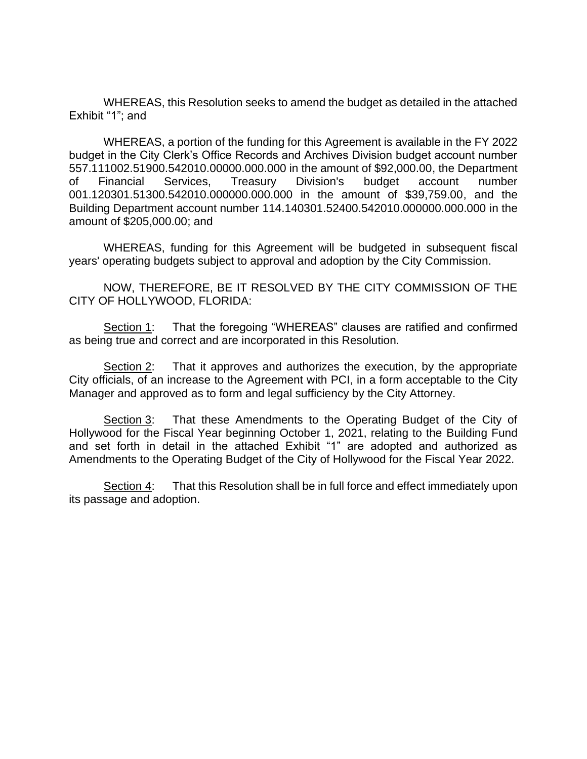WHEREAS, this Resolution seeks to amend the budget as detailed in the attached Exhibit "1"; and

WHEREAS, a portion of the funding for this Agreement is available in the FY 2022 budget in the City Clerk's Office Records and Archives Division budget account number 557.111002.51900.542010.00000.000.000 in the amount of $92,000.00, the Department of Financial Services, Treasury Division's budget account number 001.120301.51300.542010.000000.000.000 in the amount of $39,759.00, and the Building Department account number 114.140301.52400.542010.000000.000.000 in the amount of $205,000.00; and

WHEREAS, funding for this Agreement will be budgeted in subsequent fiscal years' operating budgets subject to approval and adoption by the City Commission.

NOW, THEREFORE, BE IT RESOLVED BY THE CITY COMMISSION OF THE CITY OF HOLLYWOOD, FLORIDA:

Section 1: That the foregoing "WHEREAS" clauses are ratified and confirmed as being true and correct and are incorporated in this Resolution.

Section 2: That it approves and authorizes the execution, by the appropriate City officials, of an increase to the Agreement with PCI, in a form acceptable to the City Manager and approved as to form and legal sufficiency by the City Attorney.

Section 3: That these Amendments to the Operating Budget of the City of Hollywood for the Fiscal Year beginning October 1, 2021, relating to the Building Fund and set forth in detail in the attached Exhibit "1" are adopted and authorized as Amendments to the Operating Budget of the City of Hollywood for the Fiscal Year 2022.

Section 4: That this Resolution shall be in full force and effect immediately upon its passage and adoption.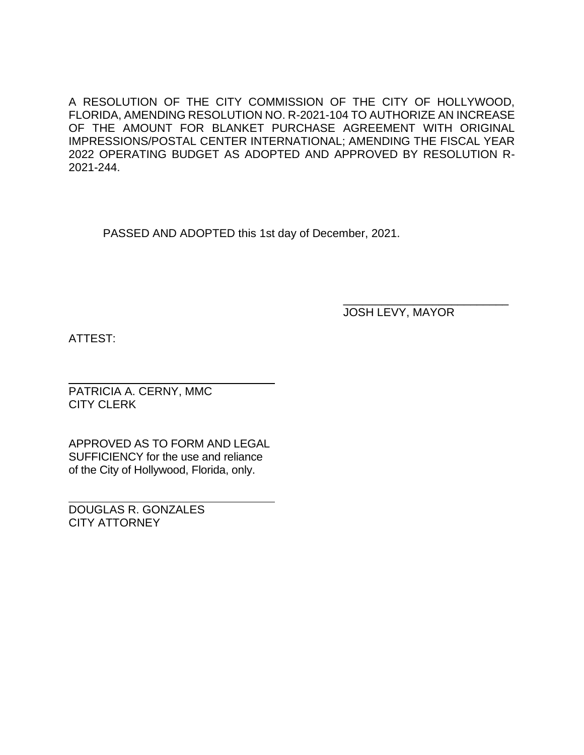A RESOLUTION OF THE CITY COMMISSION OF THE CITY OF HOLLYWOOD, FLORIDA, AMENDING RESOLUTION NO. R-2021-104 TO AUTHORIZE AN INCREASE OF THE AMOUNT FOR BLANKET PURCHASE AGREEMENT WITH ORIGINAL IMPRESSIONS/POSTAL CENTER INTERNATIONAL; AMENDING THE FISCAL YEAR 2022 OPERATING BUDGET AS ADOPTED AND APPROVED BY RESOLUTION R-2021-244.

PASSED AND ADOPTED this 1st day of December, 2021.

___________________________
JOSH LEVY, MAYOR

ATTEST:

___________________________
PATRICIA A. CERNY, MMC
CITY CLERK

APPROVED AS TO FORM AND LEGAL SUFFICIENCY for the use and reliance of the City of Hollywood, Florida, only.

___________________________
DOUGLAS R. GONZALES
CITY ATTORNEY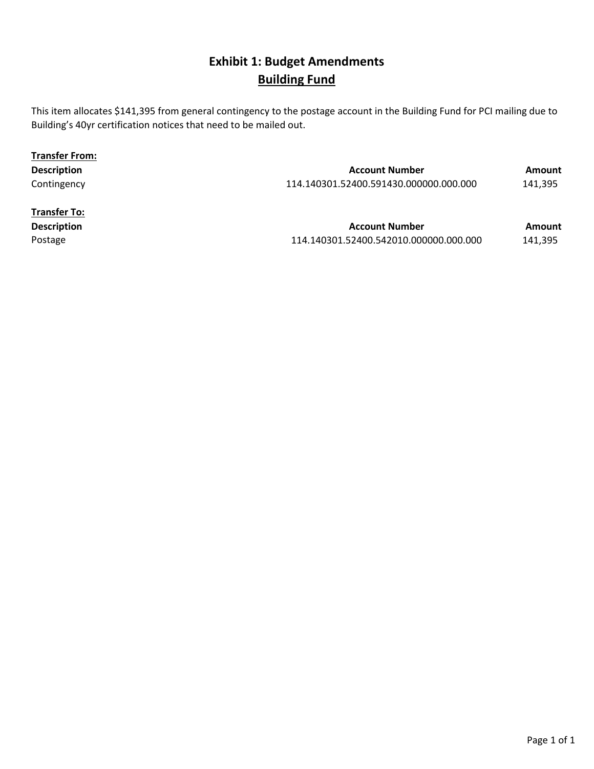# Exhibit 1: Budget Amendments

## Building Fund

This item allocates $141,395 from general contingency to the postage account in the Building Fund for PCI mailing due to Building's 40yr certification notices that need to be mailed out.

**Transfer From:**

| Description | Account Number | Amount |
|---|---|---|
| Contingency | 114.140301.52400.591430.000000.000.000 | 141,395 |

**Transfer To:**

| Description | Account Number | Amount |
|---|---|---|
| Postage | 114.140301.52400.542010.000000.000.000 | 141,395 |